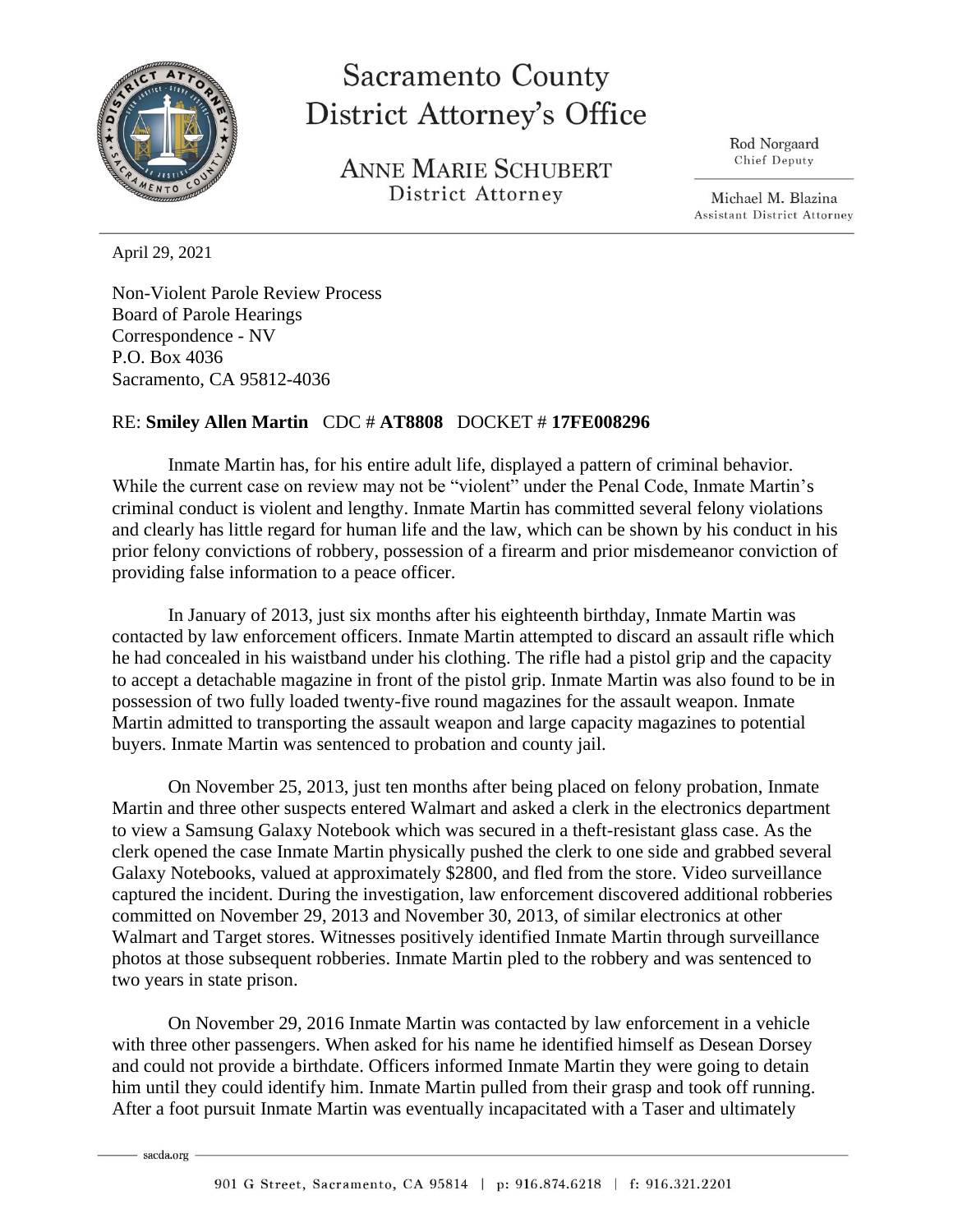# Sacramento County District Attorney's Office

**ANNE MARIE SCHUBERT**
District Attorney

Rod Norgaard
Chief Deputy

Michael M. Blazina
Assistant District Attorney

April 29, 2021

Non-Violent Parole Review Process
Board of Parole Hearings
Correspondence - NV
P.O. Box 4036
Sacramento, CA 95812-4036

RE: **Smiley Allen Martin** CDC # **AT8808** DOCKET # **17FE008296**

Inmate Martin has, for his entire adult life, displayed a pattern of criminal behavior. While the current case on review may not be "violent" under the Penal Code, Inmate Martin's criminal conduct is violent and lengthy. Inmate Martin has committed several felony violations and clearly has little regard for human life and the law, which can be shown by his conduct in his prior felony convictions of robbery, possession of a firearm and prior misdemeanor conviction of providing false information to a peace officer.

In January of 2013, just six months after his eighteenth birthday, Inmate Martin was contacted by law enforcement officers. Inmate Martin attempted to discard an assault rifle which he had concealed in his waistband under his clothing. The rifle had a pistol grip and the capacity to accept a detachable magazine in front of the pistol grip. Inmate Martin was also found to be in possession of two fully loaded twenty-five round magazines for the assault weapon. Inmate Martin admitted to transporting the assault weapon and large capacity magazines to potential buyers. Inmate Martin was sentenced to probation and county jail.

On November 25, 2013, just ten months after being placed on felony probation, Inmate Martin and three other suspects entered Walmart and asked a clerk in the electronics department to view a Samsung Galaxy Notebook which was secured in a theft-resistant glass case. As the clerk opened the case Inmate Martin physically pushed the clerk to one side and grabbed several Galaxy Notebooks, valued at approximately $2800, and fled from the store. Video surveillance captured the incident. During the investigation, law enforcement discovered additional robberies committed on November 29, 2013 and November 30, 2013, of similar electronics at other Walmart and Target stores. Witnesses positively identified Inmate Martin through surveillance photos at those subsequent robberies. Inmate Martin pled to the robbery and was sentenced to two years in state prison.

On November 29, 2016 Inmate Martin was contacted by law enforcement in a vehicle with three other passengers. When asked for his name he identified himself as Desean Dorsey and could not provide a birthdate. Officers informed Inmate Martin they were going to detain him until they could identify him. Inmate Martin pulled from their grasp and took off running. After a foot pursuit Inmate Martin was eventually incapacitated with a Taser and ultimately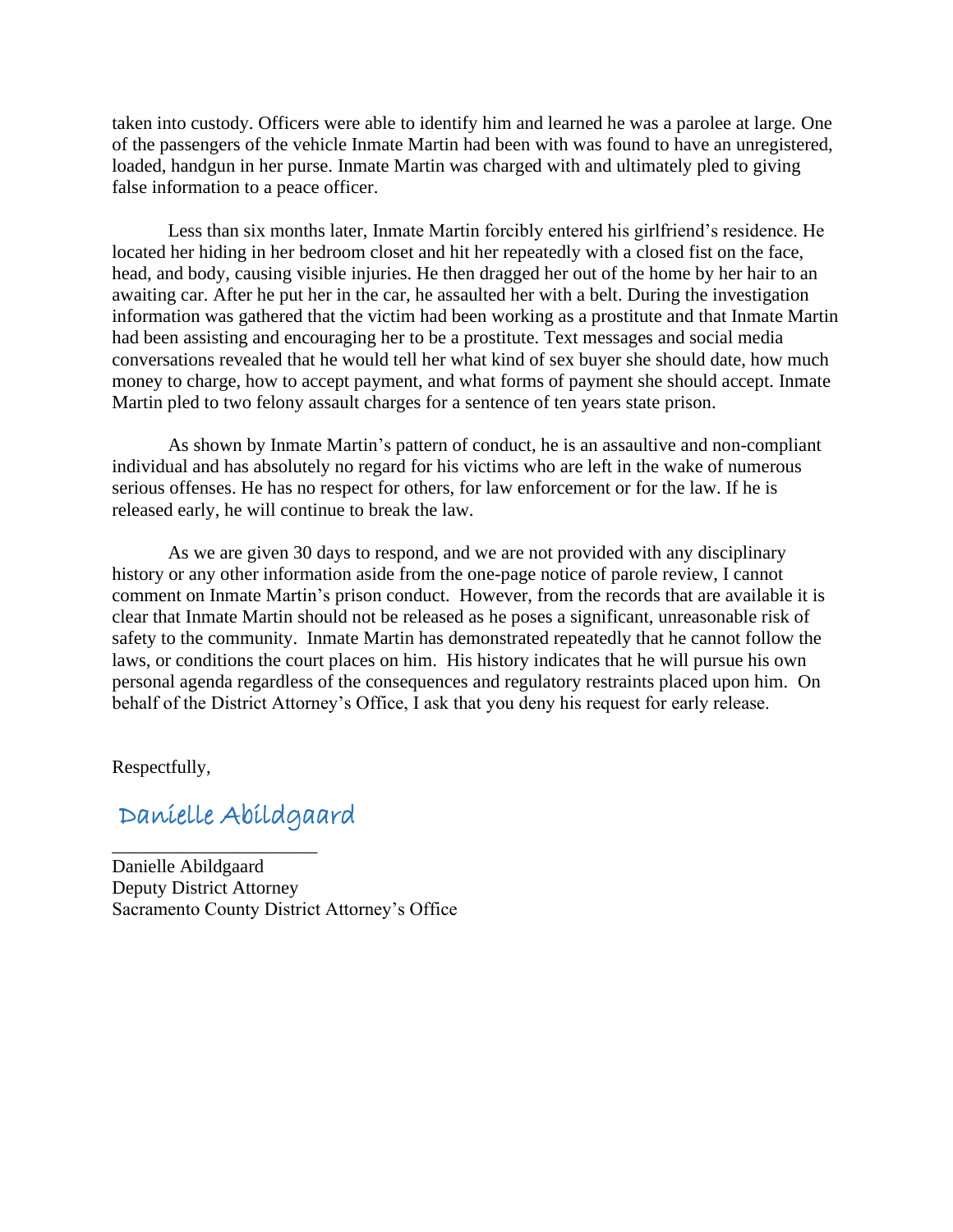taken into custody. Officers were able to identify him and learned he was a parolee at large. One of the passengers of the vehicle Inmate Martin had been with was found to have an unregistered, loaded, handgun in her purse. Inmate Martin was charged with and ultimately pled to giving false information to a peace officer.

Less than six months later, Inmate Martin forcibly entered his girlfriend's residence. He located her hiding in her bedroom closet and hit her repeatedly with a closed fist on the face, head, and body, causing visible injuries. He then dragged her out of the home by her hair to an awaiting car. After he put her in the car, he assaulted her with a belt. During the investigation information was gathered that the victim had been working as a prostitute and that Inmate Martin had been assisting and encouraging her to be a prostitute. Text messages and social media conversations revealed that he would tell her what kind of sex buyer she should date, how much money to charge, how to accept payment, and what forms of payment she should accept. Inmate Martin pled to two felony assault charges for a sentence of ten years state prison.

As shown by Inmate Martin's pattern of conduct, he is an assaultive and non-compliant individual and has absolutely no regard for his victims who are left in the wake of numerous serious offenses. He has no respect for others, for law enforcement or for the law. If he is released early, he will continue to break the law.

As we are given 30 days to respond, and we are not provided with any disciplinary history or any other information aside from the one-page notice of parole review, I cannot comment on Inmate Martin's prison conduct. However, from the records that are available it is clear that Inmate Martin should not be released as he poses a significant, unreasonable risk of safety to the community. Inmate Martin has demonstrated repeatedly that he cannot follow the laws, or conditions the court places on him. His history indicates that he will pursue his own personal agenda regardless of the consequences and regulatory restraints placed upon him. On behalf of the District Attorney's Office, I ask that you deny his request for early release.

Respectfully,

Danielle Abildgaard

Danielle Abildgaard
Deputy District Attorney
Sacramento County District Attorney's Office